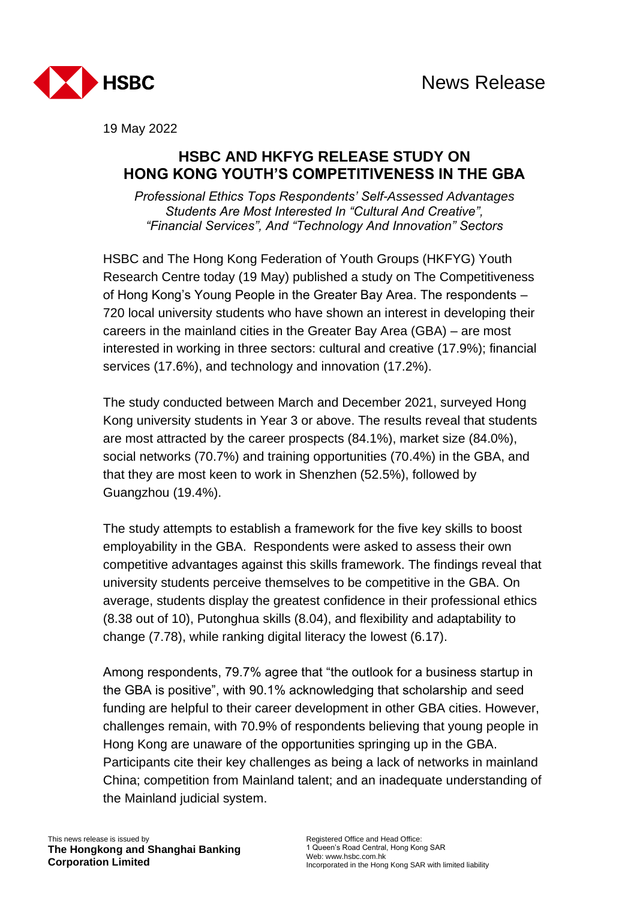HSBC

News Release

19 May 2022

# HSBC AND HKFYG RELEASE STUDY ON HONG KONG YOUTH'S COMPETITIVENESS IN THE GBA

*Professional Ethics Tops Respondents' Self-Assessed Advantages*
*Students Are Most Interested In "Cultural And Creative", "Financial Services", And "Technology And Innovation" Sectors*

HSBC and The Hong Kong Federation of Youth Groups (HKFYG) Youth Research Centre today (19 May) published a study on The Competitiveness of Hong Kong's Young People in the Greater Bay Area. The respondents – 720 local university students who have shown an interest in developing their careers in the mainland cities in the Greater Bay Area (GBA) – are most interested in working in three sectors: cultural and creative (17.9%); financial services (17.6%), and technology and innovation (17.2%).

The study conducted between March and December 2021, surveyed Hong Kong university students in Year 3 or above. The results reveal that students are most attracted by the career prospects (84.1%), market size (84.0%), social networks (70.7%) and training opportunities (70.4%) in the GBA, and that they are most keen to work in Shenzhen (52.5%), followed by Guangzhou (19.4%).

The study attempts to establish a framework for the five key skills to boost employability in the GBA. Respondents were asked to assess their own competitive advantages against this skills framework. The findings reveal that university students perceive themselves to be competitive in the GBA. On average, students display the greatest confidence in their professional ethics (8.38 out of 10), Putonghua skills (8.04), and flexibility and adaptability to change (7.78), while ranking digital literacy the lowest (6.17).

Among respondents, 79.7% agree that "the outlook for a business startup in the GBA is positive", with 90.1% acknowledging that scholarship and seed funding are helpful to their career development in other GBA cities. However, challenges remain, with 70.9% of respondents believing that young people in Hong Kong are unaware of the opportunities springing up in the GBA. Participants cite their key challenges as being a lack of networks in mainland China; competition from Mainland talent; and an inadequate understanding of the Mainland judicial system.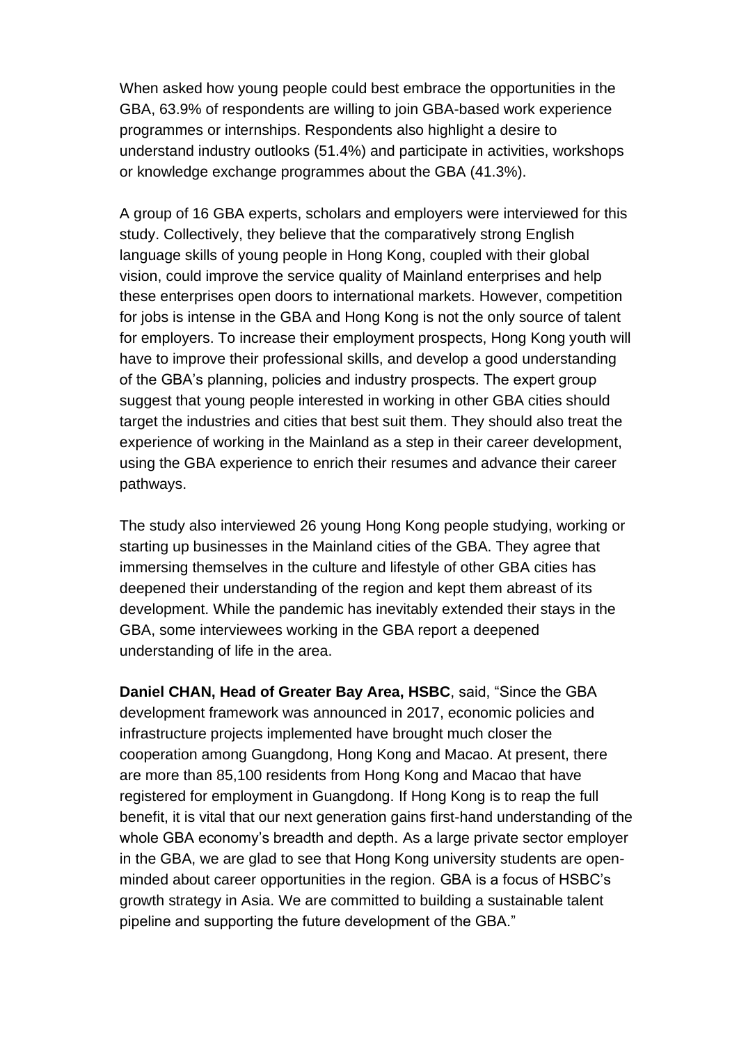When asked how young people could best embrace the opportunities in the GBA, 63.9% of respondents are willing to join GBA-based work experience programmes or internships. Respondents also highlight a desire to understand industry outlooks (51.4%) and participate in activities, workshops or knowledge exchange programmes about the GBA (41.3%).

A group of 16 GBA experts, scholars and employers were interviewed for this study. Collectively, they believe that the comparatively strong English language skills of young people in Hong Kong, coupled with their global vision, could improve the service quality of Mainland enterprises and help these enterprises open doors to international markets. However, competition for jobs is intense in the GBA and Hong Kong is not the only source of talent for employers. To increase their employment prospects, Hong Kong youth will have to improve their professional skills, and develop a good understanding of the GBA's planning, policies and industry prospects. The expert group suggest that young people interested in working in other GBA cities should target the industries and cities that best suit them. They should also treat the experience of working in the Mainland as a step in their career development, using the GBA experience to enrich their resumes and advance their career pathways.

The study also interviewed 26 young Hong Kong people studying, working or starting up businesses in the Mainland cities of the GBA. They agree that immersing themselves in the culture and lifestyle of other GBA cities has deepened their understanding of the region and kept them abreast of its development. While the pandemic has inevitably extended their stays in the GBA, some interviewees working in the GBA report a deepened understanding of life in the area.

**Daniel CHAN, Head of Greater Bay Area, HSBC**, said, "Since the GBA development framework was announced in 2017, economic policies and infrastructure projects implemented have brought much closer the cooperation among Guangdong, Hong Kong and Macao. At present, there are more than 85,100 residents from Hong Kong and Macao that have registered for employment in Guangdong. If Hong Kong is to reap the full benefit, it is vital that our next generation gains first-hand understanding of the whole GBA economy's breadth and depth. As a large private sector employer in the GBA, we are glad to see that Hong Kong university students are open-minded about career opportunities in the region. GBA is a focus of HSBC's growth strategy in Asia. We are committed to building a sustainable talent pipeline and supporting the future development of the GBA."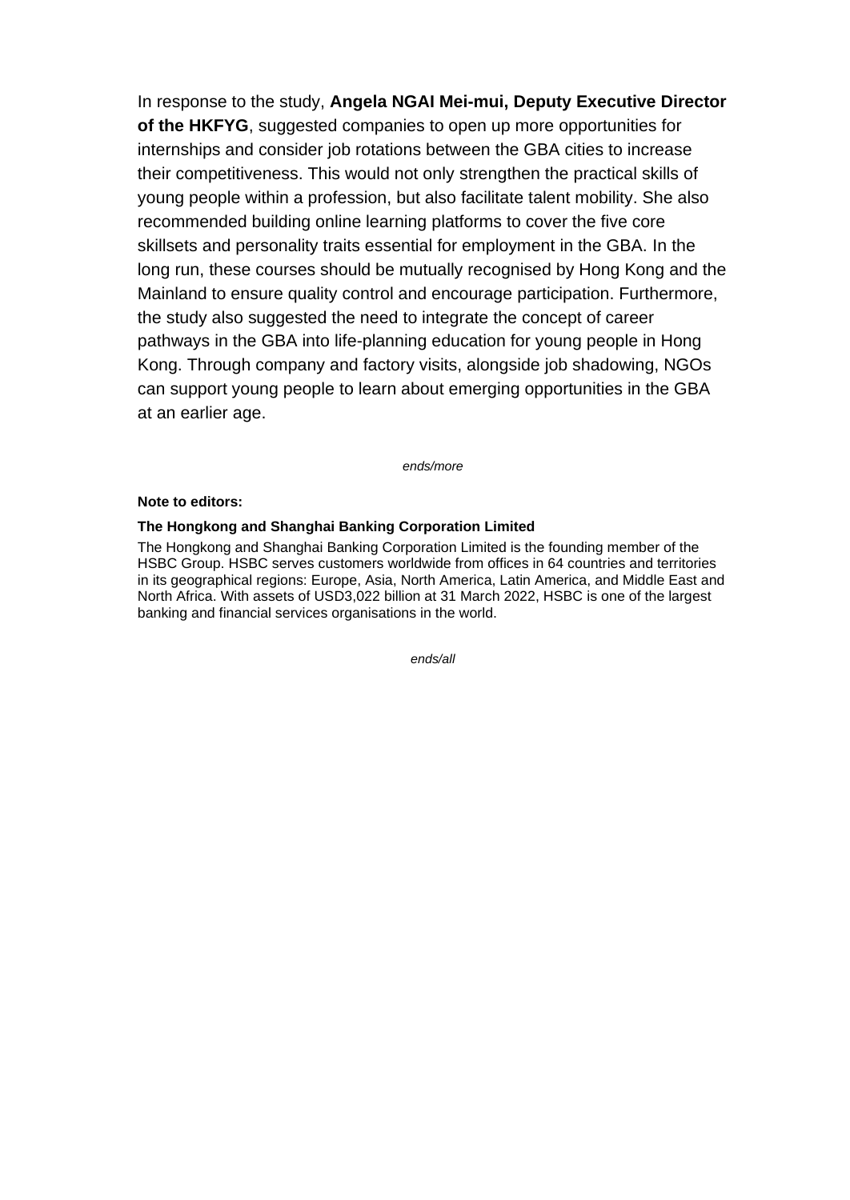In response to the study, **Angela NGAI Mei-mui, Deputy Executive Director of the HKFYG**, suggested companies to open up more opportunities for internships and consider job rotations between the GBA cities to increase their competitiveness. This would not only strengthen the practical skills of young people within a profession, but also facilitate talent mobility. She also recommended building online learning platforms to cover the five core skillsets and personality traits essential for employment in the GBA. In the long run, these courses should be mutually recognised by Hong Kong and the Mainland to ensure quality control and encourage participation. Furthermore, the study also suggested the need to integrate the concept of career pathways in the GBA into life-planning education for young people in Hong Kong. Through company and factory visits, alongside job shadowing, NGOs can support young people to learn about emerging opportunities in the GBA at an earlier age.

*ends/more*

**Note to editors:**

**The Hongkong and Shanghai Banking Corporation Limited**

The Hongkong and Shanghai Banking Corporation Limited is the founding member of the HSBC Group. HSBC serves customers worldwide from offices in 64 countries and territories in its geographical regions: Europe, Asia, North America, Latin America, and Middle East and North Africa. With assets of USD3,022 billion at 31 March 2022, HSBC is one of the largest banking and financial services organisations in the world.

*ends/all*